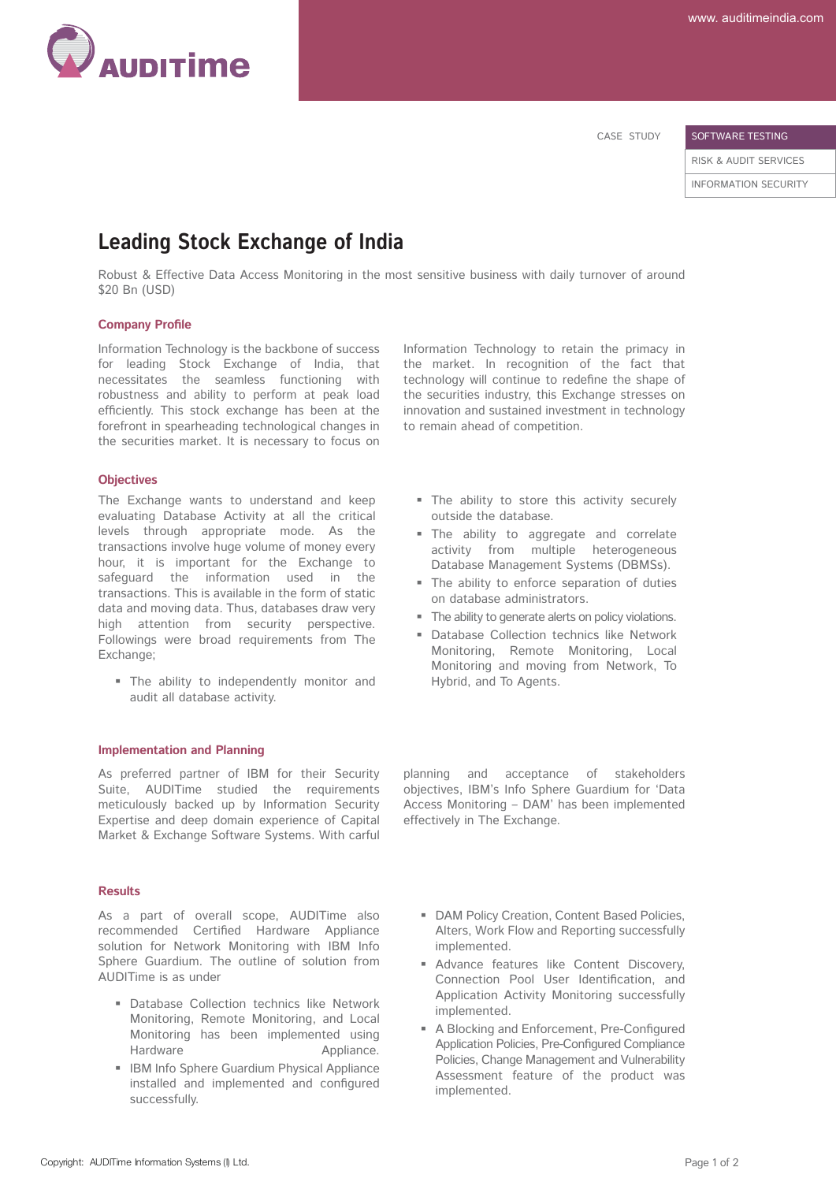AUDITime

www. auditimeindia.com

CASE STUDY

- SOFTWARE TESTING
- RISK & AUDIT SERVICES
- INFORMATION SECURITY

# Leading Stock Exchange of India

Robust & Effective Data Access Monitoring in the most sensitive business with daily turnover of around $20 Bn (USD)

## Company Profile

Information Technology is the backbone of success for leading Stock Exchange of India, that necessitates the seamless functioning with robustness and ability to perform at peak load efficiently. This stock exchange has been at the forefront in spearheading technological changes in the securities market. It is necessary to focus on Information Technology to retain the primacy in the market. In recognition of the fact that technology will continue to redefine the shape of the securities industry, this Exchange stresses on innovation and sustained investment in technology to remain ahead of competition.

## Objectives

The Exchange wants to understand and keep evaluating Database Activity at all the critical levels through appropriate mode. As the transactions involve huge volume of money every hour, it is important for the Exchange to safeguard the information used in the transactions. This is available in the form of static data and moving data. Thus, databases draw very high attention from security perspective. Followings were broad requirements from The Exchange;

- The ability to independently monitor and audit all database activity.
- The ability to store this activity securely outside the database.
- The ability to aggregate and correlate activity from multiple heterogeneous Database Management Systems (DBMSs).
- The ability to enforce separation of duties on database administrators.
- The ability to generate alerts on policy violations.
- Database Collection technics like Network Monitoring, Remote Monitoring, Local Monitoring and moving from Network, To Hybrid, and To Agents.

## Implementation and Planning

As preferred partner of IBM for their Security Suite, AUDITime studied the requirements meticulously backed up by Information Security Expertise and deep domain experience of Capital Market & Exchange Software Systems. With carful planning and acceptance of stakeholders objectives, IBM's Info Sphere Guardium for 'Data Access Monitoring – DAM' has been implemented effectively in The Exchange.

## Results

As a part of overall scope, AUDITime also recommended Certified Hardware Appliance solution for Network Monitoring with IBM Info Sphere Guardium. The outline of solution from AUDITime is as under

- Database Collection technics like Network Monitoring, Remote Monitoring, and Local Monitoring has been implemented using Hardware Appliance.
- IBM Info Sphere Guardium Physical Appliance installed and implemented and configured successfully.
- DAM Policy Creation, Content Based Policies, Alters, Work Flow and Reporting successfully implemented.
- Advance features like Content Discovery, Connection Pool User Identification, and Application Activity Monitoring successfully implemented.
- A Blocking and Enforcement, Pre-Configured Application Policies, Pre-Configured Compliance Policies, Change Management and Vulnerability Assessment feature of the product was implemented.

Copyright: AUDITime Information Systems (I) Ltd.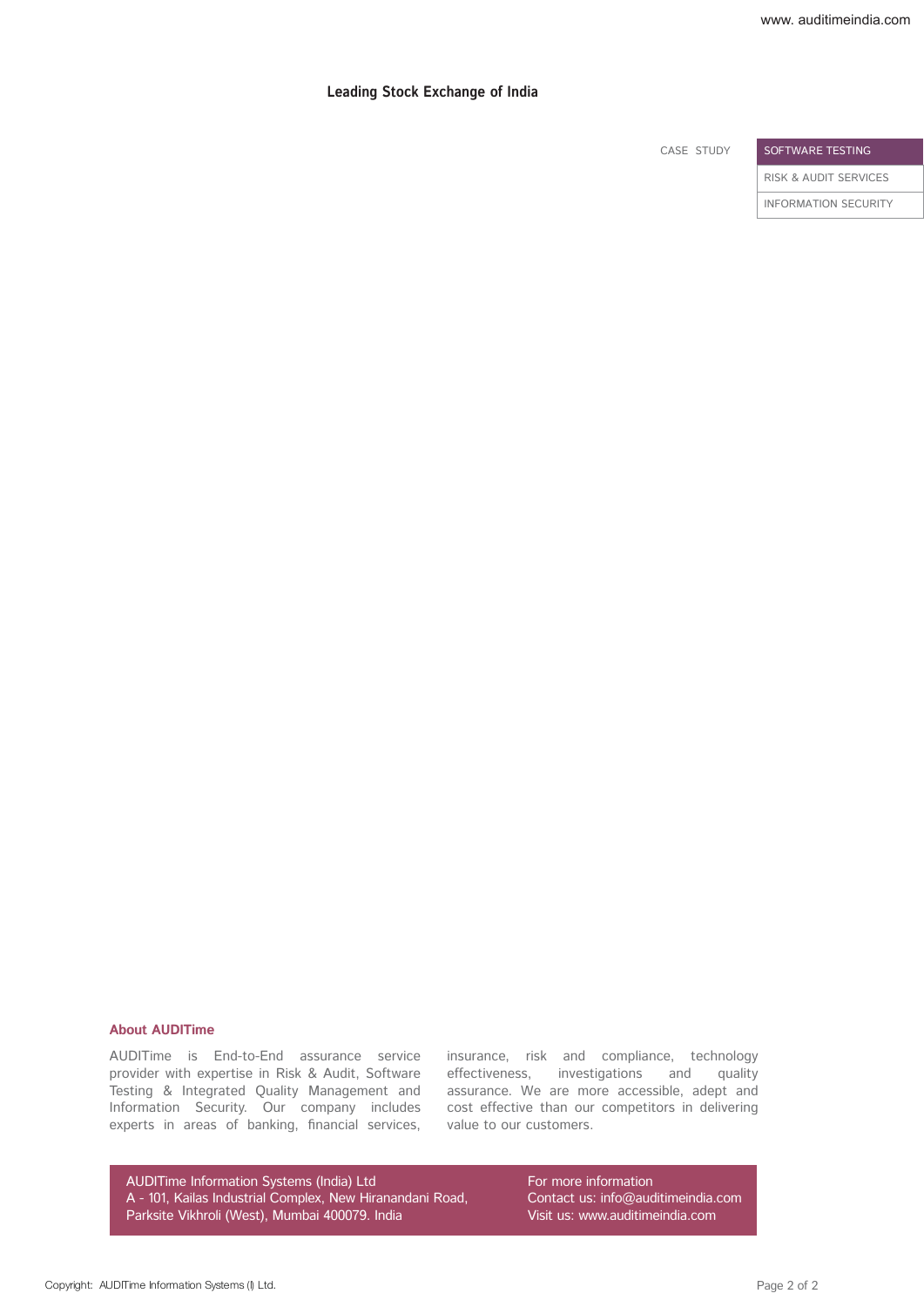# Leading Stock Exchange of India

CASE STUDY

- SOFTWARE TESTING
- RISK & AUDIT SERVICES
- INFORMATION SECURITY

## About AUDITime

AUDITime is End-to-End assurance service provider with expertise in Risk & Audit, Software Testing & Integrated Quality Management and Information Security. Our company includes experts in areas of banking, financial services, insurance, risk and compliance, technology effectiveness, investigations and quality assurance. We are more accessible, adept and cost effective than our competitors in delivering value to our customers.

AUDITime Information Systems (India) Ltd
A - 101, Kailas Industrial Complex, New Hiranandani Road,
Parksite Vikhroli (West), Mumbai 400079. India

For more information
Contact us: info@auditimeindia.com
Visit us: www.auditimeindia.com

Copyright: AUDITime Information Systems (I) Ltd.